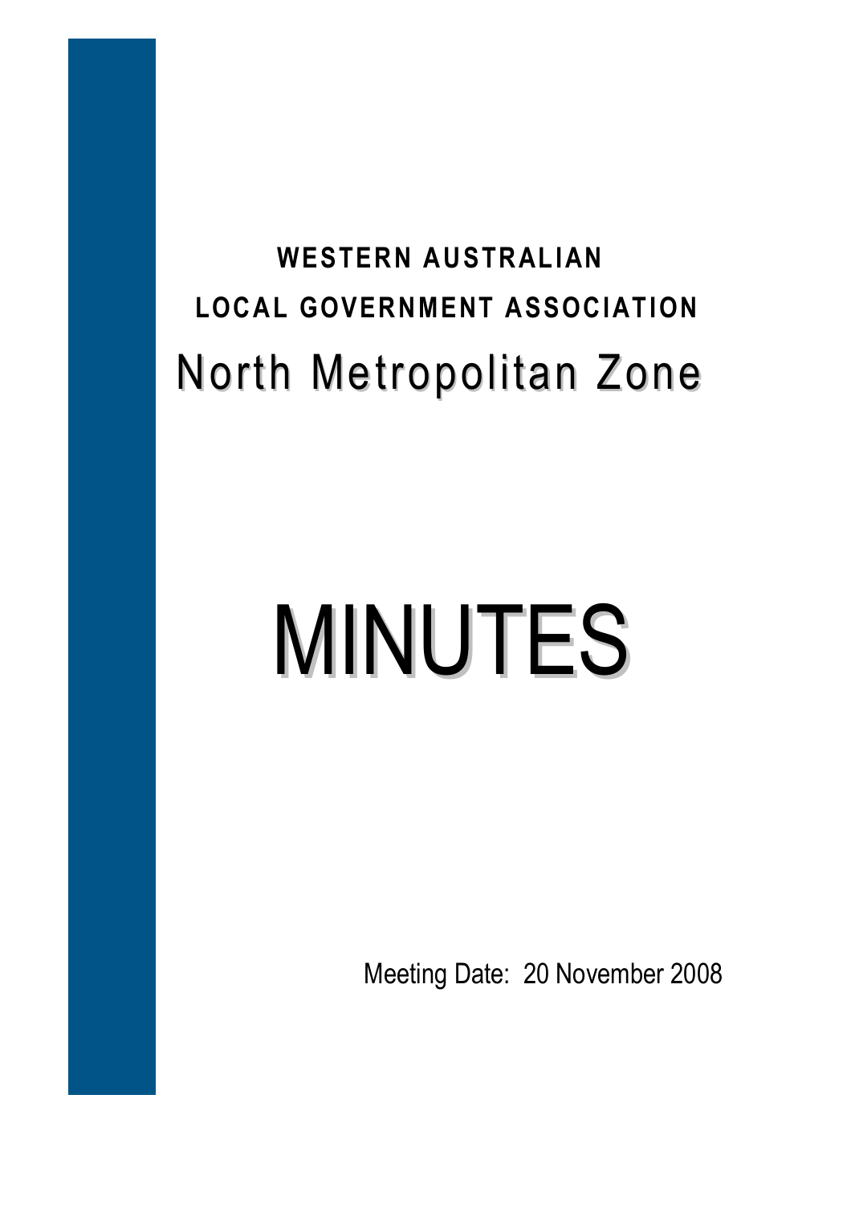**WESTERN AUSTRALIAN**

**LOCAL GOVERNMENT ASSOCIATION**

# North Metropolitan Zone

# MINUTES

Meeting Date: 20 November 2008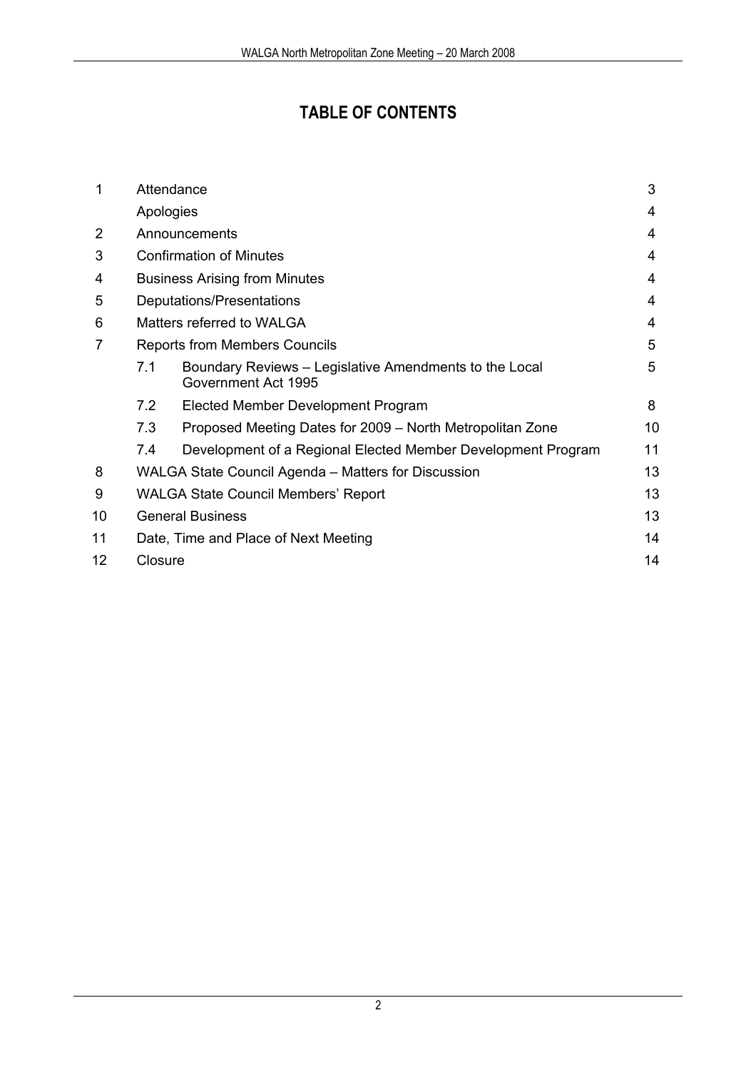# TABLE OF CONTENTS

| | | |
|---|---|---|
| 1 | Attendance | 3 |
| | Apologies | 4 |
| 2 | Announcements | 4 |
| 3 | Confirmation of Minutes | 4 |
| 4 | Business Arising from Minutes | 4 |
| 5 | Deputations/Presentations | 4 |
| 6 | Matters referred to WALGA | 4 |
| 7 | Reports from Members Councils | 5 |
| | 7.1 Boundary Reviews – Legislative Amendments to the Local Government Act 1995 | 5 |
| | 7.2 Elected Member Development Program | 8 |
| | 7.3 Proposed Meeting Dates for 2009 – North Metropolitan Zone | 10 |
| | 7.4 Development of a Regional Elected Member Development Program | 11 |
| 8 | WALGA State Council Agenda – Matters for Discussion | 13 |
| 9 | WALGA State Council Members' Report | 13 |
| 10 | General Business | 13 |
| 11 | Date, Time and Place of Next Meeting | 14 |
| 12 | Closure | 14 |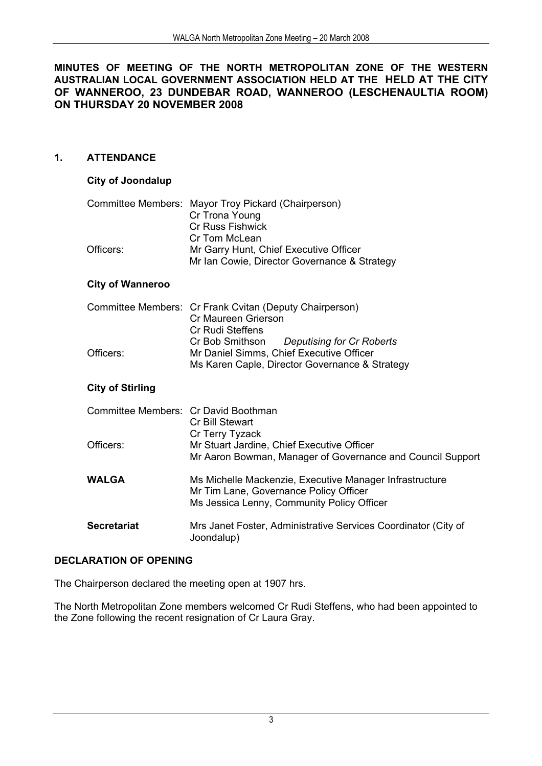**MINUTES OF MEETING OF THE NORTH METROPOLITAN ZONE OF THE WESTERN AUSTRALIAN LOCAL GOVERNMENT ASSOCIATION HELD AT THE HELD AT THE CITY OF WANNEROO, 23 DUNDEBAR ROAD, WANNEROO (LESCHENAULTIA ROOM) ON THURSDAY 20 NOVEMBER 2008**

## 1. ATTENDANCE

### City of Joondalup

| | |
|---|---|
| Committee Members: | Mayor Troy Pickard (Chairperson) |
| | Cr Trona Young |
| | Cr Russ Fishwick |
| | Cr Tom McLean |
| Officers: | Mr Garry Hunt, Chief Executive Officer |
| | Mr Ian Cowie, Director Governance & Strategy |

### City of Wanneroo

| | |
|---|---|
| Committee Members: | Cr Frank Cvitan (Deputy Chairperson) |
| | Cr Maureen Grierson |
| | Cr Rudi Steffens |
| | Cr Bob Smithson *Deputising for Cr Roberts* |
| Officers: | Mr Daniel Simms, Chief Executive Officer |
| | Ms Karen Caple, Director Governance & Strategy |

### City of Stirling

| | |
|---|---|
| Committee Members: | Cr David Boothman |
| | Cr Bill Stewart |
| | Cr Terry Tyzack |
| Officers: | Mr Stuart Jardine, Chief Executive Officer |
| | Mr Aaron Bowman, Manager of Governance and Council Support |

| | |
|---|---|
| **WALGA** | Ms Michelle Mackenzie, Executive Manager Infrastructure |
| | Mr Tim Lane, Governance Policy Officer |
| | Ms Jessica Lenny, Community Policy Officer |
| **Secretariat** | Mrs Janet Foster, Administrative Services Coordinator (City of Joondalup) |

## DECLARATION OF OPENING

The Chairperson declared the meeting open at 1907 hrs.

The North Metropolitan Zone members welcomed Cr Rudi Steffens, who had been appointed to the Zone following the recent resignation of Cr Laura Gray.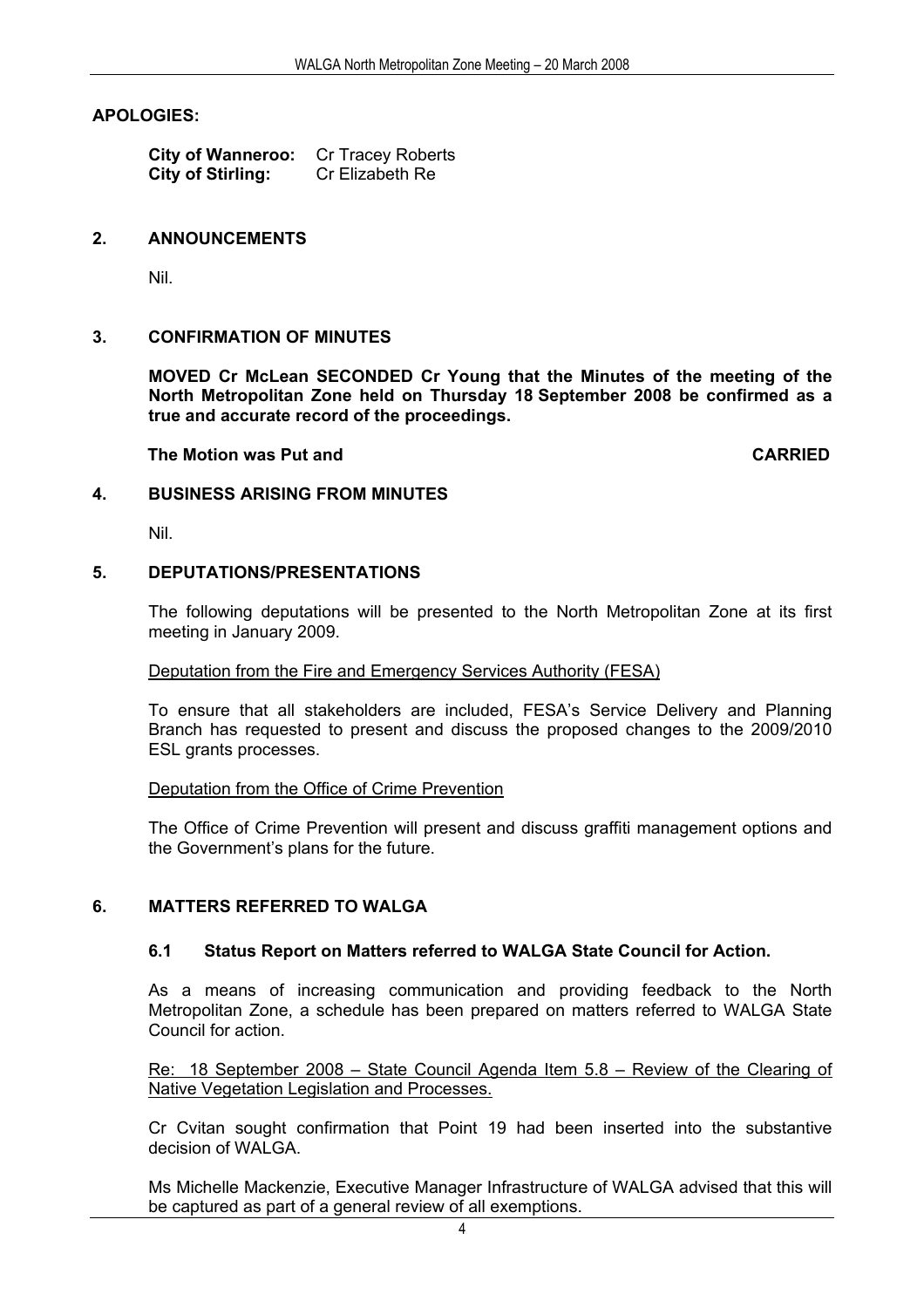**APOLOGIES:**

**City of Wanneroo:** Cr Tracey Roberts
**City of Stirling:** Cr Elizabeth Re

## 2. ANNOUNCEMENTS

Nil.

## 3. CONFIRMATION OF MINUTES

**MOVED Cr McLean SECONDED Cr Young that the Minutes of the meeting of the North Metropolitan Zone held on Thursday 18 September 2008 be confirmed as a true and accurate record of the proceedings.**

**The Motion was Put and CARRIED**

## 4. BUSINESS ARISING FROM MINUTES

Nil.

## 5. DEPUTATIONS/PRESENTATIONS

The following deputations will be presented to the North Metropolitan Zone at its first meeting in January 2009.

Deputation from the Fire and Emergency Services Authority (FESA)

To ensure that all stakeholders are included, FESA's Service Delivery and Planning Branch has requested to present and discuss the proposed changes to the 2009/2010 ESL grants processes.

Deputation from the Office of Crime Prevention

The Office of Crime Prevention will present and discuss graffiti management options and the Government's plans for the future.

## 6. MATTERS REFERRED TO WALGA

### 6.1 Status Report on Matters referred to WALGA State Council for Action.

As a means of increasing communication and providing feedback to the North Metropolitan Zone, a schedule has been prepared on matters referred to WALGA State Council for action.

Re: 18 September 2008 – State Council Agenda Item 5.8 – Review of the Clearing of Native Vegetation Legislation and Processes.

Cr Cvitan sought confirmation that Point 19 had been inserted into the substantive decision of WALGA.

Ms Michelle Mackenzie, Executive Manager Infrastructure of WALGA advised that this will be captured as part of a general review of all exemptions.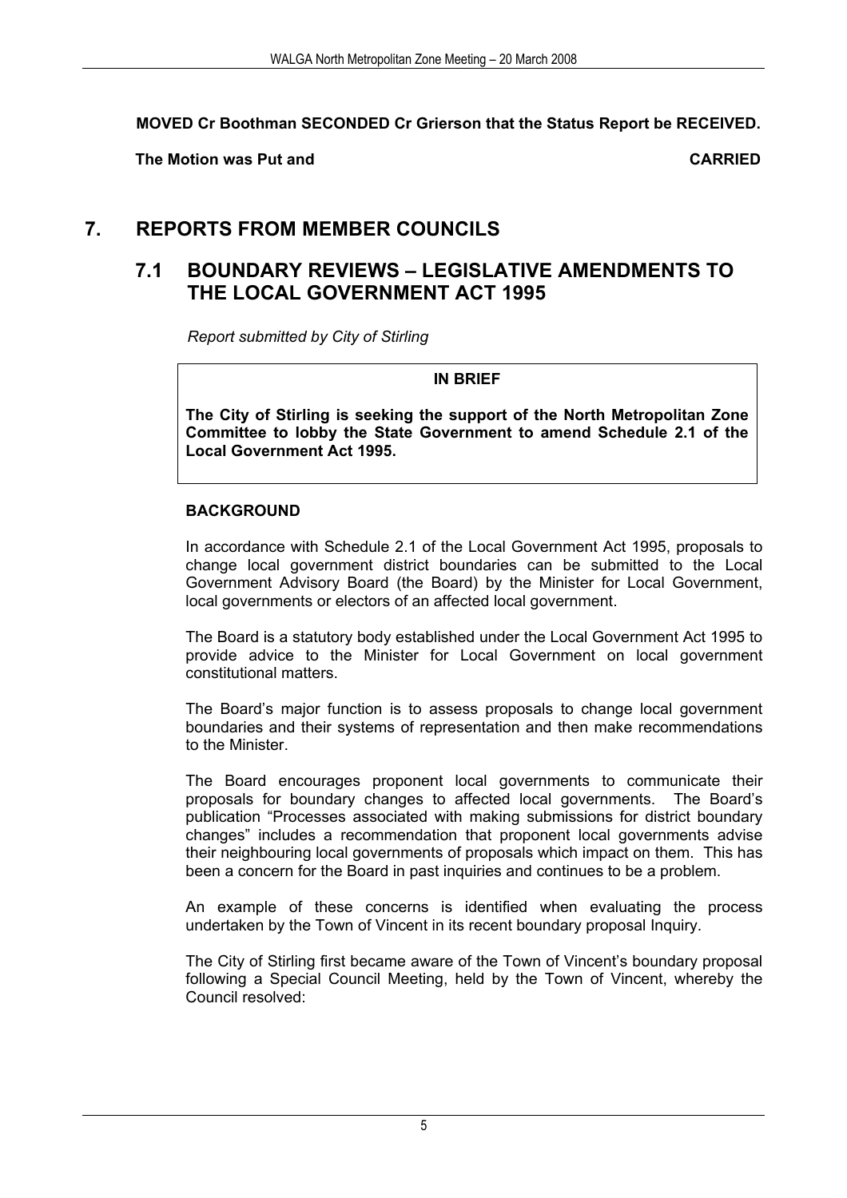**MOVED Cr Boothman SECONDED Cr Grierson that the Status Report be RECEIVED.**

**The Motion was Put and CARRIED**

# 7. REPORTS FROM MEMBER COUNCILS

## 7.1 BOUNDARY REVIEWS – LEGISLATIVE AMENDMENTS TO THE LOCAL GOVERNMENT ACT 1995

*Report submitted by City of Stirling*

**IN BRIEF**

**The City of Stirling is seeking the support of the North Metropolitan Zone Committee to lobby the State Government to amend Schedule 2.1 of the Local Government Act 1995.**

### BACKGROUND

In accordance with Schedule 2.1 of the Local Government Act 1995, proposals to change local government district boundaries can be submitted to the Local Government Advisory Board (the Board) by the Minister for Local Government, local governments or electors of an affected local government.

The Board is a statutory body established under the Local Government Act 1995 to provide advice to the Minister for Local Government on local government constitutional matters.

The Board's major function is to assess proposals to change local government boundaries and their systems of representation and then make recommendations to the Minister.

The Board encourages proponent local governments to communicate their proposals for boundary changes to affected local governments. The Board's publication "Processes associated with making submissions for district boundary changes" includes a recommendation that proponent local governments advise their neighbouring local governments of proposals which impact on them. This has been a concern for the Board in past inquiries and continues to be a problem.

An example of these concerns is identified when evaluating the process undertaken by the Town of Vincent in its recent boundary proposal Inquiry.

The City of Stirling first became aware of the Town of Vincent's boundary proposal following a Special Council Meeting, held by the Town of Vincent, whereby the Council resolved: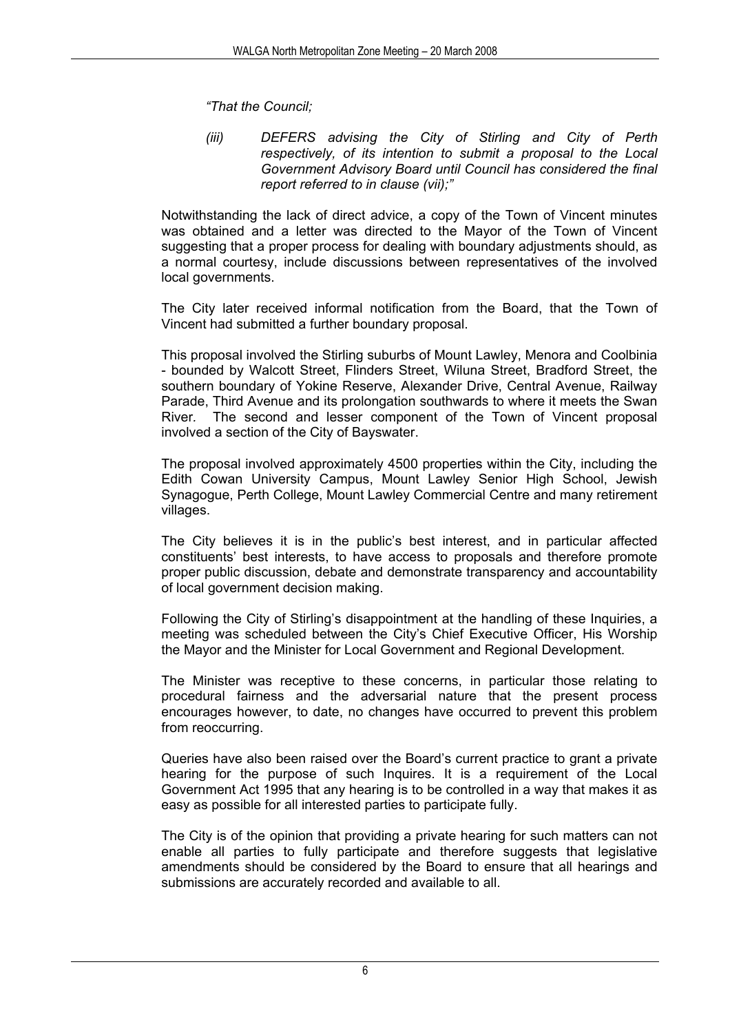*"That the Council;*

> *(iii) DEFERS advising the City of Stirling and City of Perth respectively, of its intention to submit a proposal to the Local Government Advisory Board until Council has considered the final report referred to in clause (vii);"*

Notwithstanding the lack of direct advice, a copy of the Town of Vincent minutes was obtained and a letter was directed to the Mayor of the Town of Vincent suggesting that a proper process for dealing with boundary adjustments should, as a normal courtesy, include discussions between representatives of the involved local governments.

The City later received informal notification from the Board, that the Town of Vincent had submitted a further boundary proposal.

This proposal involved the Stirling suburbs of Mount Lawley, Menora and Coolbinia - bounded by Walcott Street, Flinders Street, Wiluna Street, Bradford Street, the southern boundary of Yokine Reserve, Alexander Drive, Central Avenue, Railway Parade, Third Avenue and its prolongation southwards to where it meets the Swan River. The second and lesser component of the Town of Vincent proposal involved a section of the City of Bayswater.

The proposal involved approximately 4500 properties within the City, including the Edith Cowan University Campus, Mount Lawley Senior High School, Jewish Synagogue, Perth College, Mount Lawley Commercial Centre and many retirement villages.

The City believes it is in the public's best interest, and in particular affected constituents' best interests, to have access to proposals and therefore promote proper public discussion, debate and demonstrate transparency and accountability of local government decision making.

Following the City of Stirling's disappointment at the handling of these Inquiries, a meeting was scheduled between the City's Chief Executive Officer, His Worship the Mayor and the Minister for Local Government and Regional Development.

The Minister was receptive to these concerns, in particular those relating to procedural fairness and the adversarial nature that the present process encourages however, to date, no changes have occurred to prevent this problem from reoccurring.

Queries have also been raised over the Board's current practice to grant a private hearing for the purpose of such Inquires. It is a requirement of the Local Government Act 1995 that any hearing is to be controlled in a way that makes it as easy as possible for all interested parties to participate fully.

The City is of the opinion that providing a private hearing for such matters can not enable all parties to fully participate and therefore suggests that legislative amendments should be considered by the Board to ensure that all hearings and submissions are accurately recorded and available to all.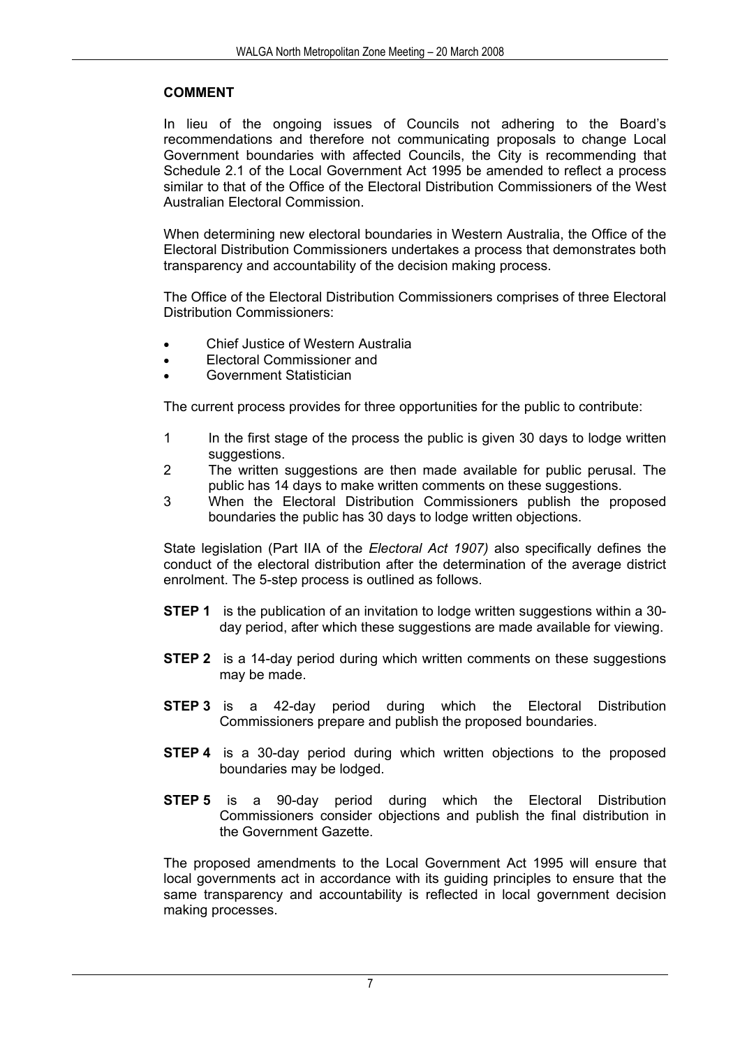**COMMENT**

In lieu of the ongoing issues of Councils not adhering to the Board's recommendations and therefore not communicating proposals to change Local Government boundaries with affected Councils, the City is recommending that Schedule 2.1 of the Local Government Act 1995 be amended to reflect a process similar to that of the Office of the Electoral Distribution Commissioners of the West Australian Electoral Commission.

When determining new electoral boundaries in Western Australia, the Office of the Electoral Distribution Commissioners undertakes a process that demonstrates both transparency and accountability of the decision making process.

The Office of the Electoral Distribution Commissioners comprises of three Electoral Distribution Commissioners:

- Chief Justice of Western Australia
- Electoral Commissioner and
- Government Statistician

The current process provides for three opportunities for the public to contribute:

1. In the first stage of the process the public is given 30 days to lodge written suggestions.
2. The written suggestions are then made available for public perusal. The public has 14 days to make written comments on these suggestions.
3. When the Electoral Distribution Commissioners publish the proposed boundaries the public has 30 days to lodge written objections.

State legislation (Part IIA of the *Electoral Act 1907)* also specifically defines the conduct of the electoral distribution after the determination of the average district enrolment. The 5-step process is outlined as follows.

**STEP 1** is the publication of an invitation to lodge written suggestions within a 30-day period, after which these suggestions are made available for viewing.

**STEP 2** is a 14-day period during which written comments on these suggestions may be made.

**STEP 3** is a 42-day period during which the Electoral Distribution Commissioners prepare and publish the proposed boundaries.

**STEP 4** is a 30-day period during which written objections to the proposed boundaries may be lodged.

**STEP 5** is a 90-day period during which the Electoral Distribution Commissioners consider objections and publish the final distribution in the Government Gazette.

The proposed amendments to the Local Government Act 1995 will ensure that local governments act in accordance with its guiding principles to ensure that the same transparency and accountability is reflected in local government decision making processes.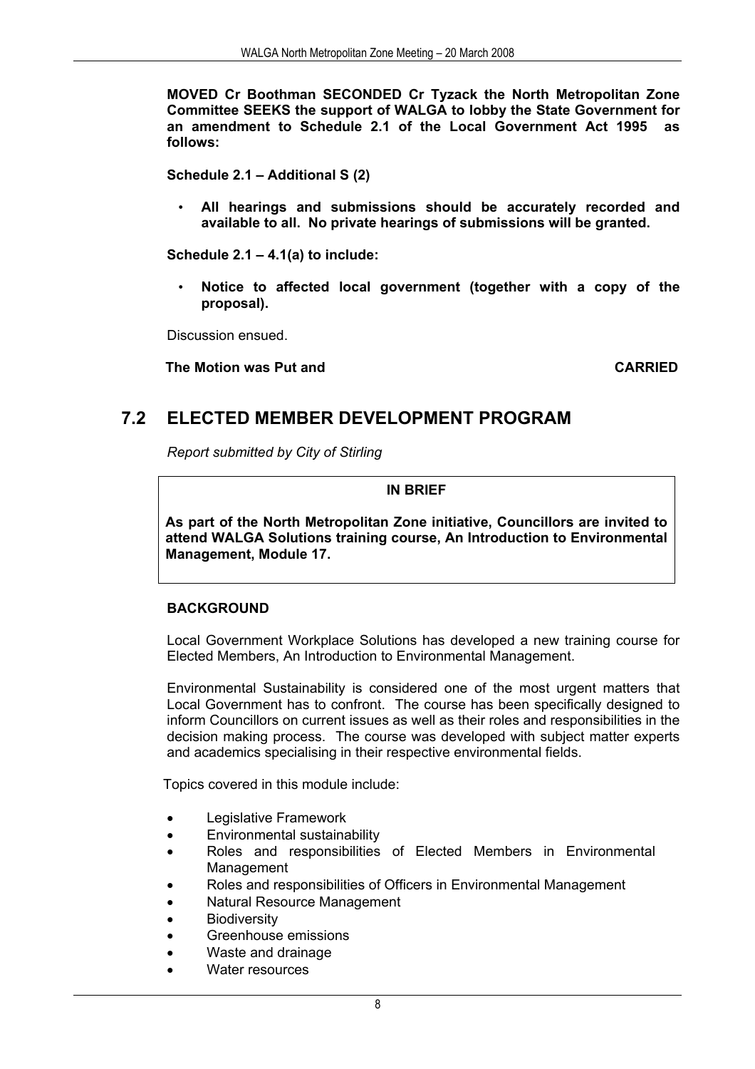**MOVED Cr Boothman SECONDED Cr Tyzack the North Metropolitan Zone Committee SEEKS the support of WALGA to lobby the State Government for an amendment to Schedule 2.1 of the Local Government Act 1995 as follows:**

**Schedule 2.1 – Additional S (2)**

- **All hearings and submissions should be accurately recorded and available to all. No private hearings of submissions will be granted.**

**Schedule 2.1 – 4.1(a) to include:**

- **Notice to affected local government (together with a copy of the proposal).**

Discussion ensued.

**The Motion was Put and CARRIED**

## 7.2 ELECTED MEMBER DEVELOPMENT PROGRAM

*Report submitted by City of Stirling*

**IN BRIEF**

**As part of the North Metropolitan Zone initiative, Councillors are invited to attend WALGA Solutions training course, An Introduction to Environmental Management, Module 17.**

**BACKGROUND**

Local Government Workplace Solutions has developed a new training course for Elected Members, An Introduction to Environmental Management.

Environmental Sustainability is considered one of the most urgent matters that Local Government has to confront. The course has been specifically designed to inform Councillors on current issues as well as their roles and responsibilities in the decision making process. The course was developed with subject matter experts and academics specialising in their respective environmental fields.

Topics covered in this module include:

- Legislative Framework
- Environmental sustainability
- Roles and responsibilities of Elected Members in Environmental Management
- Roles and responsibilities of Officers in Environmental Management
- Natural Resource Management
- Biodiversity
- Greenhouse emissions
- Waste and drainage
- Water resources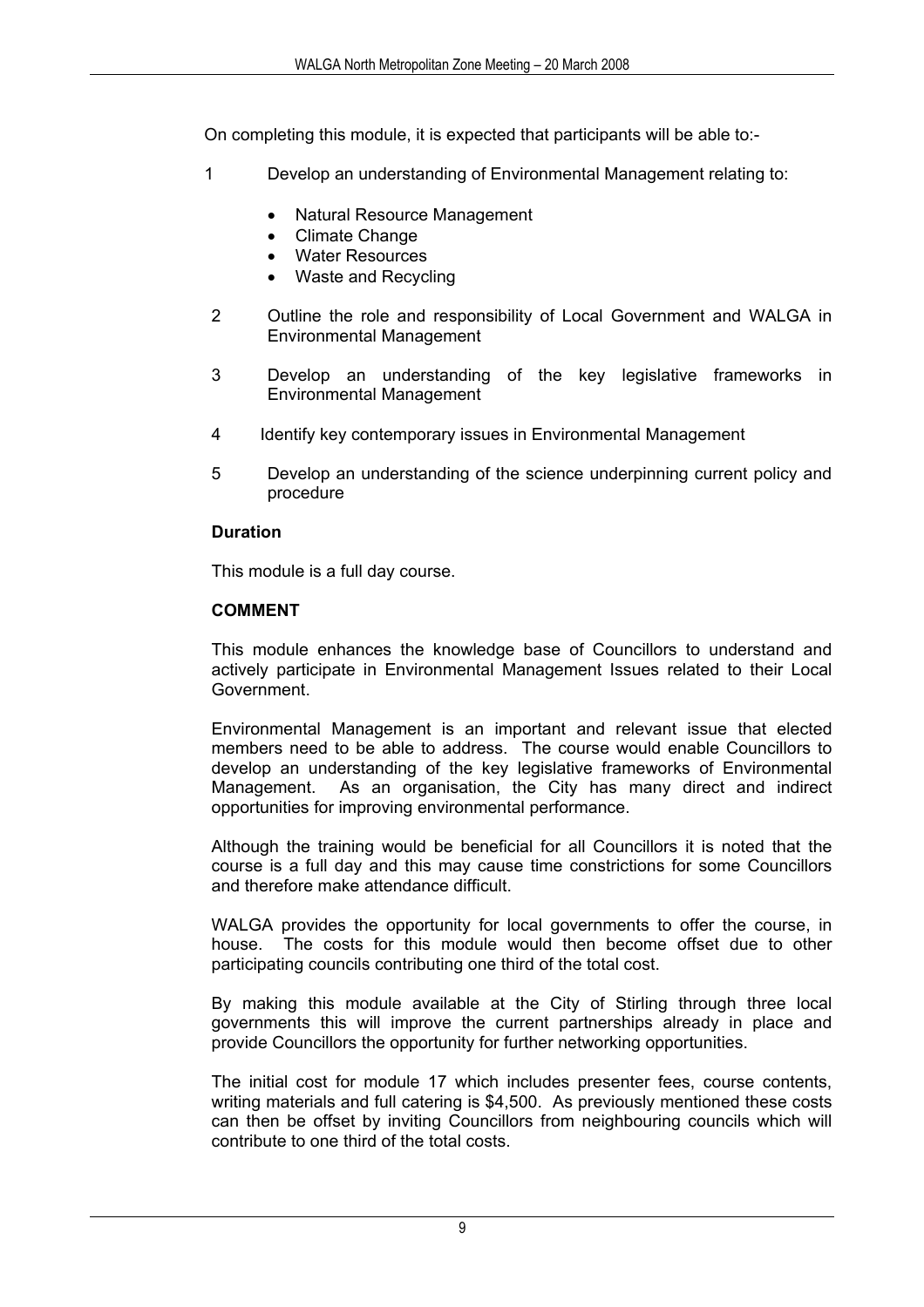On completing this module, it is expected that participants will be able to:-

1. Develop an understanding of Environmental Management relating to:

   - Natural Resource Management
   - Climate Change
   - Water Resources
   - Waste and Recycling

2. Outline the role and responsibility of Local Government and WALGA in Environmental Management

3. Develop an understanding of the key legislative frameworks in Environmental Management

4. Identify key contemporary issues in Environmental Management

5. Develop an understanding of the science underpinning current policy and procedure

**Duration**

This module is a full day course.

**COMMENT**

This module enhances the knowledge base of Councillors to understand and actively participate in Environmental Management Issues related to their Local Government.

Environmental Management is an important and relevant issue that elected members need to be able to address. The course would enable Councillors to develop an understanding of the key legislative frameworks of Environmental Management. As an organisation, the City has many direct and indirect opportunities for improving environmental performance.

Although the training would be beneficial for all Councillors it is noted that the course is a full day and this may cause time constrictions for some Councillors and therefore make attendance difficult.

WALGA provides the opportunity for local governments to offer the course, in house. The costs for this module would then become offset due to other participating councils contributing one third of the total cost.

By making this module available at the City of Stirling through three local governments this will improve the current partnerships already in place and provide Councillors the opportunity for further networking opportunities.

The initial cost for module 17 which includes presenter fees, course contents, writing materials and full catering is $4,500. As previously mentioned these costs can then be offset by inviting Councillors from neighbouring councils which will contribute to one third of the total costs.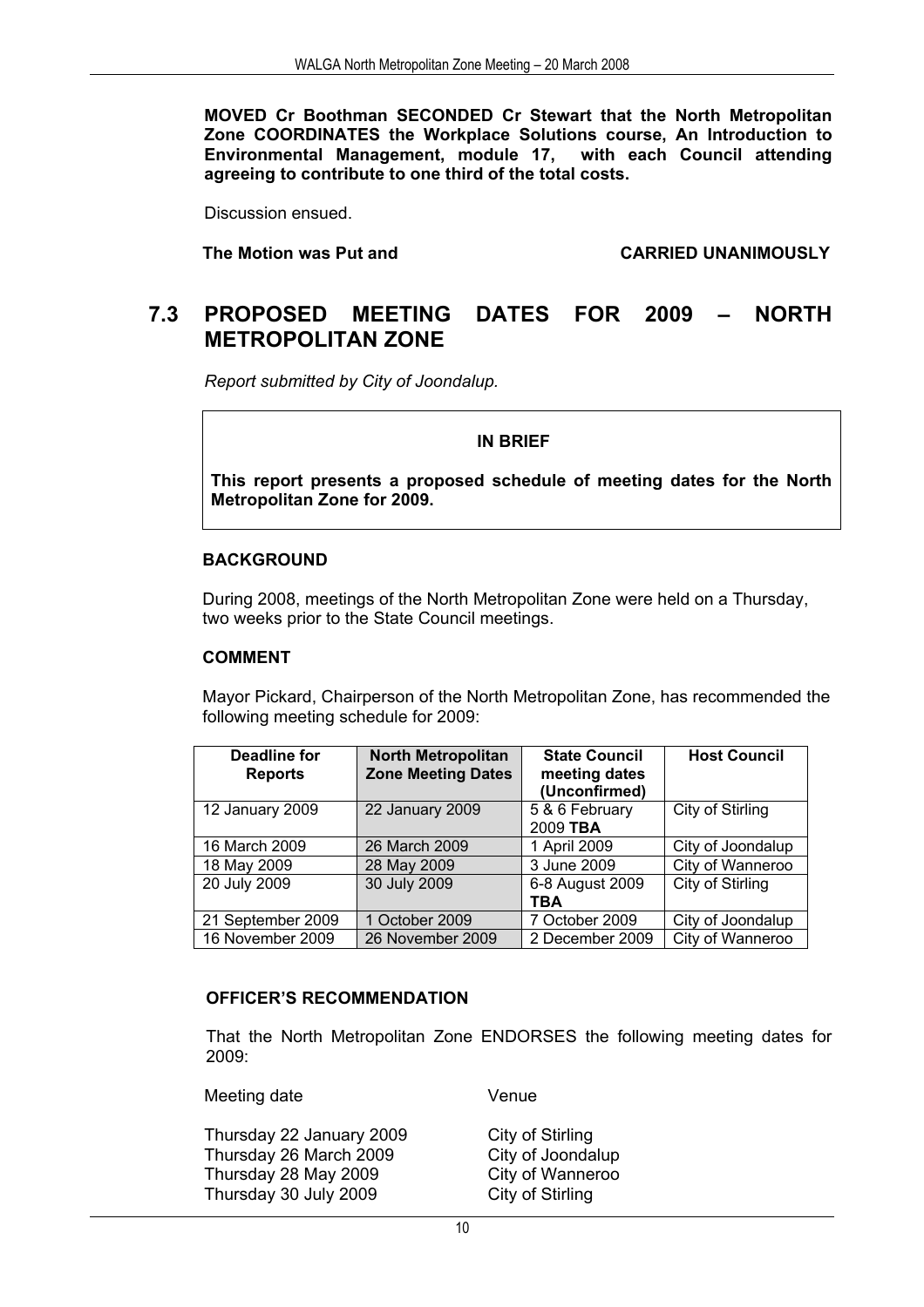**MOVED Cr Boothman SECONDED Cr Stewart that the North Metropolitan Zone COORDINATES the Workplace Solutions course, An Introduction to Environmental Management, module 17, with each Council attending agreeing to contribute to one third of the total costs.**

Discussion ensued.

**The Motion was Put and CARRIED UNANIMOUSLY**

## 7.3 PROPOSED MEETING DATES FOR 2009 – NORTH METROPOLITAN ZONE

*Report submitted by City of Joondalup.*

**IN BRIEF**

**This report presents a proposed schedule of meeting dates for the North Metropolitan Zone for 2009.**

### BACKGROUND

During 2008, meetings of the North Metropolitan Zone were held on a Thursday, two weeks prior to the State Council meetings.

### COMMENT

Mayor Pickard, Chairperson of the North Metropolitan Zone, has recommended the following meeting schedule for 2009:

| Deadline for Reports | North Metropolitan Zone Meeting Dates | State Council meeting dates (Unconfirmed) | Host Council |
|---|---|---|---|
| 12 January 2009 | 22 January 2009 | 5 & 6 February 2009 **TBA** | City of Stirling |
| 16 March 2009 | 26 March 2009 | 1 April 2009 | City of Joondalup |
| 18 May 2009 | 28 May 2009 | 3 June 2009 | City of Wanneroo |
| 20 July 2009 | 30 July 2009 | 6-8 August 2009 **TBA** | City of Stirling |
| 21 September 2009 | 1 October 2009 | 7 October 2009 | City of Joondalup |
| 16 November 2009 | 26 November 2009 | 2 December 2009 | City of Wanneroo |

### OFFICER'S RECOMMENDATION

That the North Metropolitan Zone ENDORSES the following meeting dates for 2009:

| Meeting date | Venue |
|---|---|
| Thursday 22 January 2009 | City of Stirling |
| Thursday 26 March 2009 | City of Joondalup |
| Thursday 28 May 2009 | City of Wanneroo |
| Thursday 30 July 2009 | City of Stirling |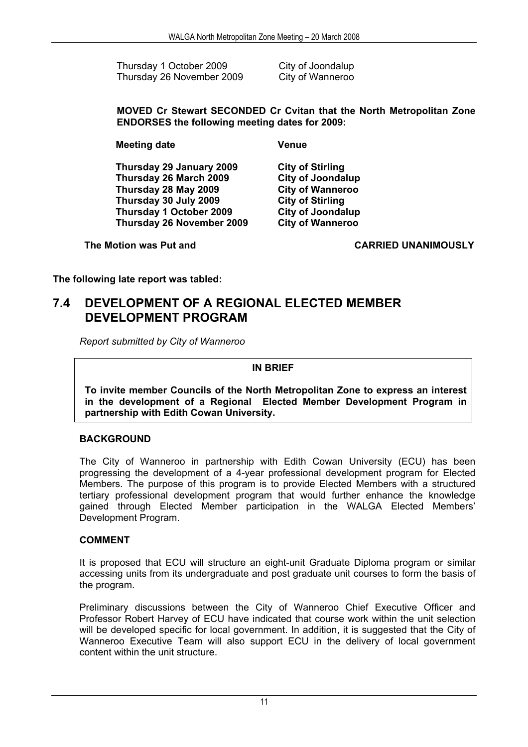| | |
|---|---|
| Thursday 1 October 2009 | City of Joondalup |
| Thursday 26 November 2009 | City of Wanneroo |

**MOVED Cr Stewart SECONDED Cr Cvitan that the North Metropolitan Zone ENDORSES the following meeting dates for 2009:**

| **Meeting date** | **Venue** |
|---|---|
| **Thursday 29 January 2009** | **City of Stirling** |
| **Thursday 26 March 2009** | **City of Joondalup** |
| **Thursday 28 May 2009** | **City of Wanneroo** |
| **Thursday 30 July 2009** | **City of Stirling** |
| **Thursday 1 October 2009** | **City of Joondalup** |
| **Thursday 26 November 2009** | **City of Wanneroo** |

**The Motion was Put and CARRIED UNANIMOUSLY**

**The following late report was tabled:**

## 7.4 DEVELOPMENT OF A REGIONAL ELECTED MEMBER DEVELOPMENT PROGRAM

*Report submitted by City of Wanneroo*

**IN BRIEF**

**To invite member Councils of the North Metropolitan Zone to express an interest in the development of a Regional Elected Member Development Program in partnership with Edith Cowan University.**

### BACKGROUND

The City of Wanneroo in partnership with Edith Cowan University (ECU) has been progressing the development of a 4-year professional development program for Elected Members. The purpose of this program is to provide Elected Members with a structured tertiary professional development program that would further enhance the knowledge gained through Elected Member participation in the WALGA Elected Members' Development Program.

### COMMENT

It is proposed that ECU will structure an eight-unit Graduate Diploma program or similar accessing units from its undergraduate and post graduate unit courses to form the basis of the program.

Preliminary discussions between the City of Wanneroo Chief Executive Officer and Professor Robert Harvey of ECU have indicated that course work within the unit selection will be developed specific for local government. In addition, it is suggested that the City of Wanneroo Executive Team will also support ECU in the delivery of local government content within the unit structure.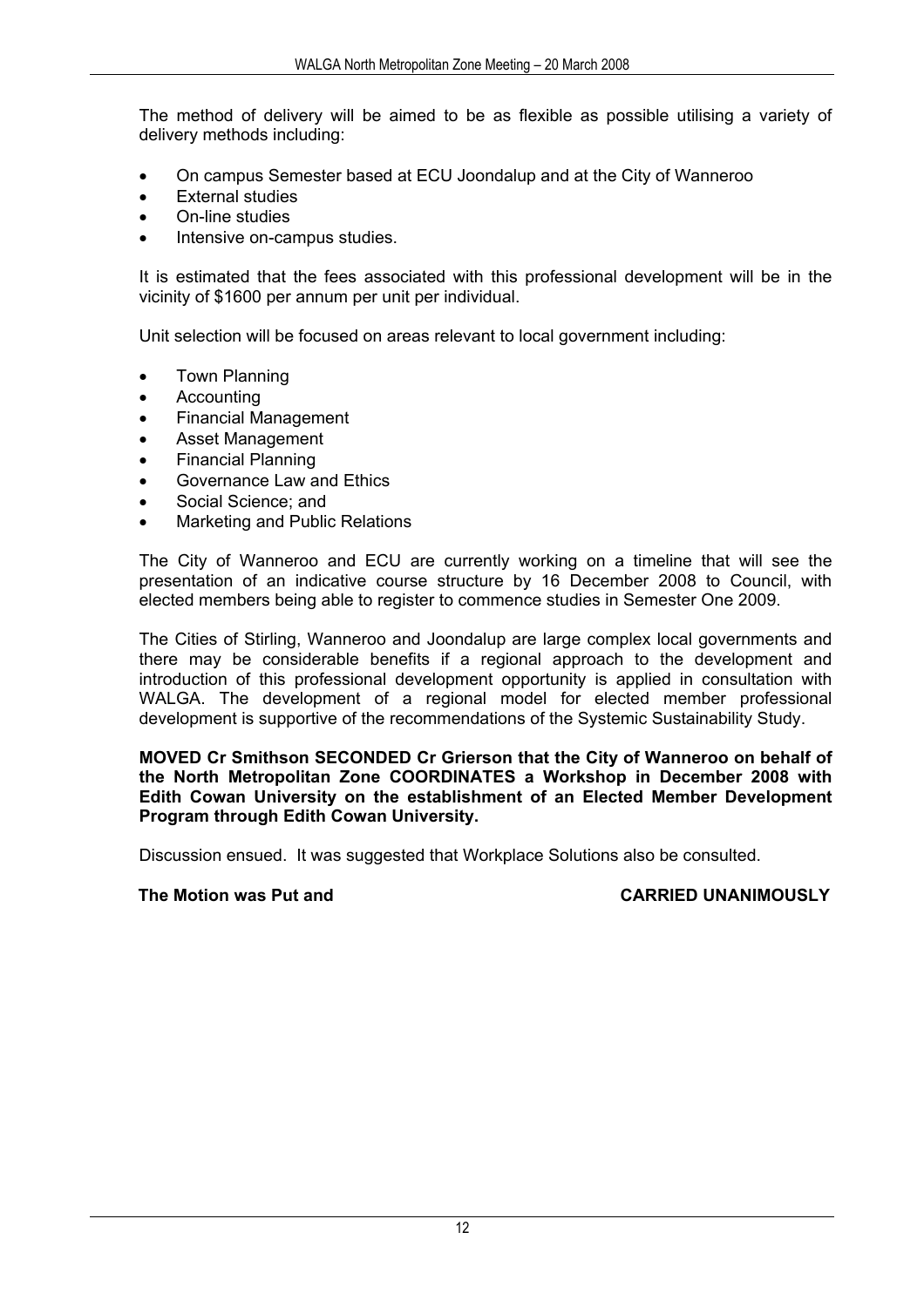The method of delivery will be aimed to be as flexible as possible utilising a variety of delivery methods including:

- On campus Semester based at ECU Joondalup and at the City of Wanneroo
- External studies
- On-line studies
- Intensive on-campus studies.

It is estimated that the fees associated with this professional development will be in the vicinity of $1600 per annum per unit per individual.

Unit selection will be focused on areas relevant to local government including:

- Town Planning
- Accounting
- Financial Management
- Asset Management
- Financial Planning
- Governance Law and Ethics
- Social Science; and
- Marketing and Public Relations

The City of Wanneroo and ECU are currently working on a timeline that will see the presentation of an indicative course structure by 16 December 2008 to Council, with elected members being able to register to commence studies in Semester One 2009.

The Cities of Stirling, Wanneroo and Joondalup are large complex local governments and there may be considerable benefits if a regional approach to the development and introduction of this professional development opportunity is applied in consultation with WALGA. The development of a regional model for elected member professional development is supportive of the recommendations of the Systemic Sustainability Study.

**MOVED Cr Smithson SECONDED Cr Grierson that the City of Wanneroo on behalf of the North Metropolitan Zone COORDINATES a Workshop in December 2008 with Edith Cowan University on the establishment of an Elected Member Development Program through Edith Cowan University.**

Discussion ensued. It was suggested that Workplace Solutions also be consulted.

**The Motion was Put and CARRIED UNANIMOUSLY**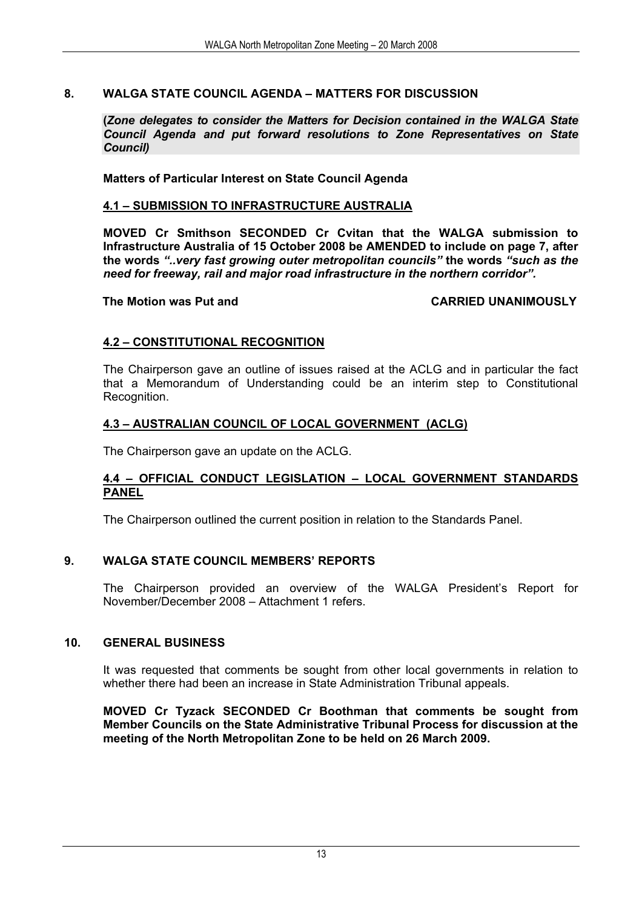## 8. WALGA STATE COUNCIL AGENDA – MATTERS FOR DISCUSSION

**(*Zone delegates to consider the Matters for Decision contained in the WALGA State Council Agenda and put forward resolutions to Zone Representatives on State Council)***

**Matters of Particular Interest on State Council Agenda**

### 4.1 – SUBMISSION TO INFRASTRUCTURE AUSTRALIA

**MOVED Cr Smithson SECONDED Cr Cvitan that the WALGA submission to Infrastructure Australia of 15 October 2008 be AMENDED to include on page 7, after the words *"..very fast growing outer metropolitan councils"* the words *"such as the need for freeway, rail and major road infrastructure in the northern corridor".***

**The Motion was Put and CARRIED UNANIMOUSLY**

### 4.2 – CONSTITUTIONAL RECOGNITION

The Chairperson gave an outline of issues raised at the ACLG and in particular the fact that a Memorandum of Understanding could be an interim step to Constitutional Recognition.

### 4.3 – AUSTRALIAN COUNCIL OF LOCAL GOVERNMENT (ACLG)

The Chairperson gave an update on the ACLG.

### 4.4 – OFFICIAL CONDUCT LEGISLATION – LOCAL GOVERNMENT STANDARDS PANEL

The Chairperson outlined the current position in relation to the Standards Panel.

## 9. WALGA STATE COUNCIL MEMBERS' REPORTS

The Chairperson provided an overview of the WALGA President's Report for November/December 2008 – Attachment 1 refers.

## 10. GENERAL BUSINESS

It was requested that comments be sought from other local governments in relation to whether there had been an increase in State Administration Tribunal appeals.

**MOVED Cr Tyzack SECONDED Cr Boothman that comments be sought from Member Councils on the State Administrative Tribunal Process for discussion at the meeting of the North Metropolitan Zone to be held on 26 March 2009.**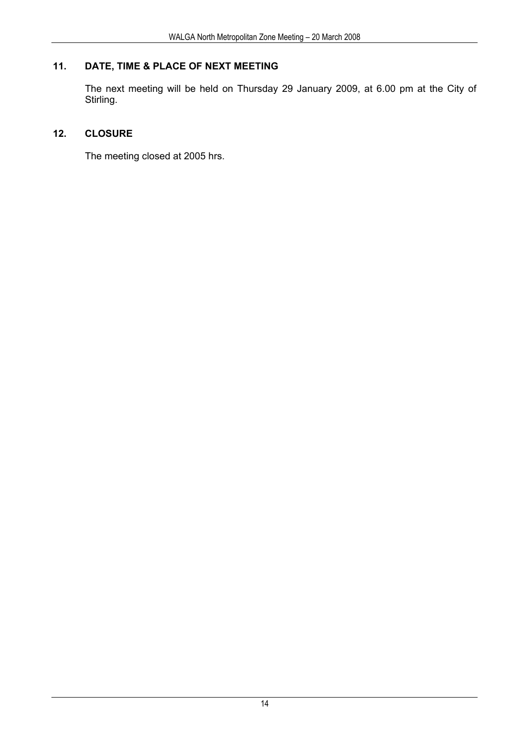## 11. DATE, TIME & PLACE OF NEXT MEETING

The next meeting will be held on Thursday 29 January 2009, at 6.00 pm at the City of Stirling.

## 12. CLOSURE

The meeting closed at 2005 hrs.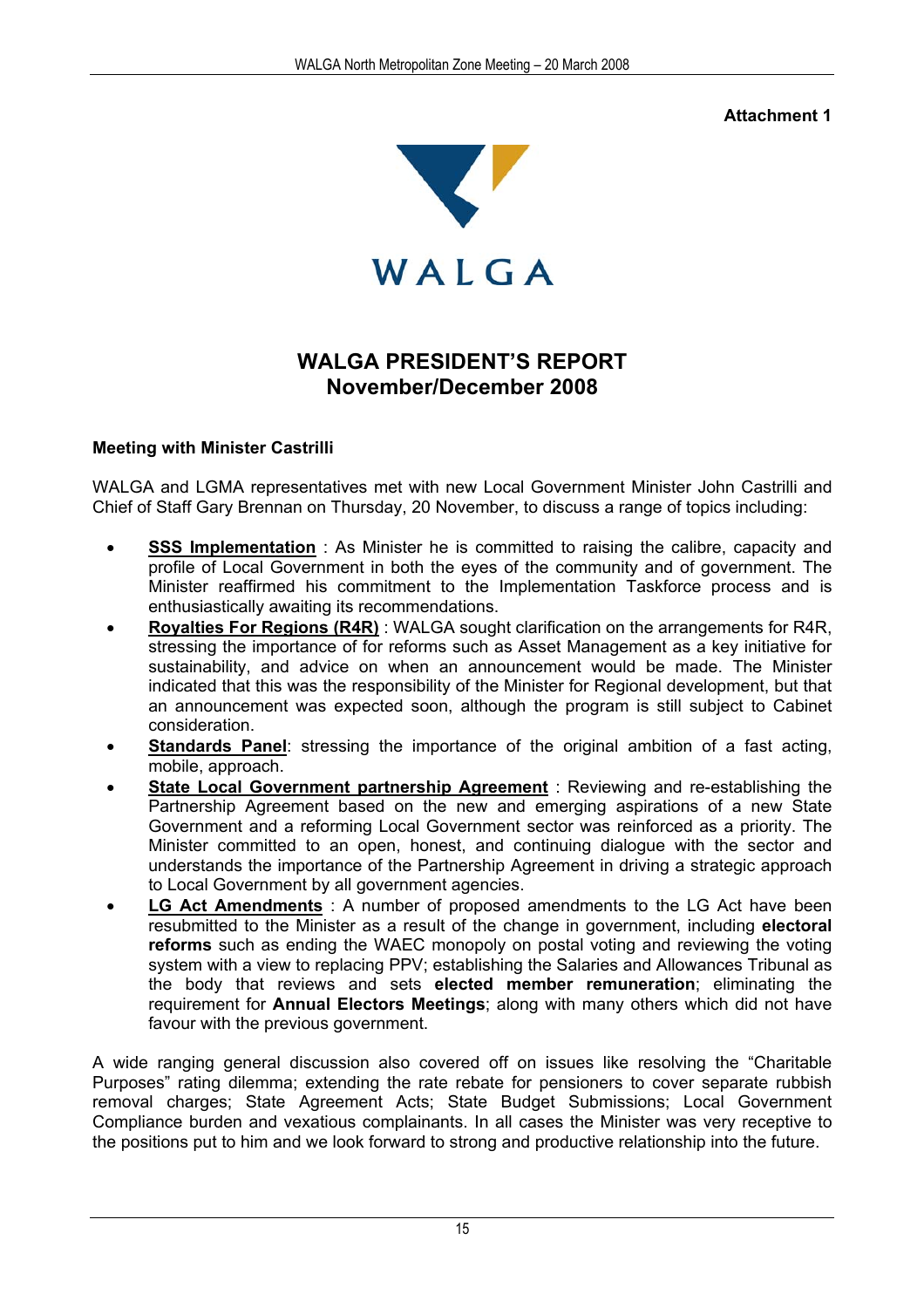Attachment 1

WALGA

# WALGA PRESIDENT'S REPORT
# November/December 2008

### Meeting with Minister Castrilli

WALGA and LGMA representatives met with new Local Government Minister John Castrilli and Chief of Staff Gary Brennan on Thursday, 20 November, to discuss a range of topics including:

- **SSS Implementation** : As Minister he is committed to raising the calibre, capacity and profile of Local Government in both the eyes of the community and of government. The Minister reaffirmed his commitment to the Implementation Taskforce process and is enthusiastically awaiting its recommendations.
- **Royalties For Regions (R4R)** : WALGA sought clarification on the arrangements for R4R, stressing the importance of for reforms such as Asset Management as a key initiative for sustainability, and advice on when an announcement would be made. The Minister indicated that this was the responsibility of the Minister for Regional development, but that an announcement was expected soon, although the program is still subject to Cabinet consideration.
- **Standards Panel**: stressing the importance of the original ambition of a fast acting, mobile, approach.
- **State Local Government partnership Agreement** : Reviewing and re-establishing the Partnership Agreement based on the new and emerging aspirations of a new State Government and a reforming Local Government sector was reinforced as a priority. The Minister committed to an open, honest, and continuing dialogue with the sector and understands the importance of the Partnership Agreement in driving a strategic approach to Local Government by all government agencies.
- **LG Act Amendments** : A number of proposed amendments to the LG Act have been resubmitted to the Minister as a result of the change in government, including **electoral reforms** such as ending the WAEC monopoly on postal voting and reviewing the voting system with a view to replacing PPV; establishing the Salaries and Allowances Tribunal as the body that reviews and sets **elected member remuneration**; eliminating the requirement for **Annual Electors Meetings**; along with many others which did not have favour with the previous government.

A wide ranging general discussion also covered off on issues like resolving the "Charitable Purposes" rating dilemma; extending the rate rebate for pensioners to cover separate rubbish removal charges; State Agreement Acts; State Budget Submissions; Local Government Compliance burden and vexatious complainants. In all cases the Minister was very receptive to the positions put to him and we look forward to strong and productive relationship into the future.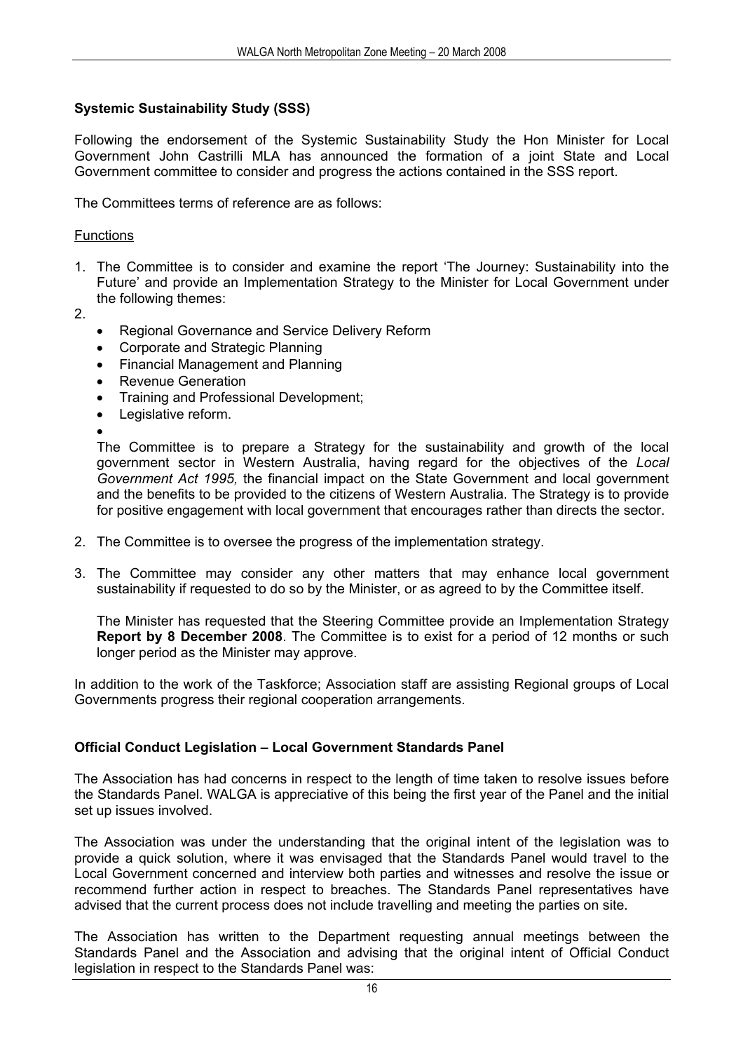**Systemic Sustainability Study (SSS)**

Following the endorsement of the Systemic Sustainability Study the Hon Minister for Local Government John Castrilli MLA has announced the formation of a joint State and Local Government committee to consider and progress the actions contained in the SSS report.

The Committees terms of reference are as follows:

Functions

1. The Committee is to consider and examine the report 'The Journey: Sustainability into the Future' and provide an Implementation Strategy to the Minister for Local Government under the following themes:
2.
   - Regional Governance and Service Delivery Reform
   - Corporate and Strategic Planning
   - Financial Management and Planning
   - Revenue Generation
   - Training and Professional Development;
   - Legislative reform.
   -

   The Committee is to prepare a Strategy for the sustainability and growth of the local government sector in Western Australia, having regard for the objectives of the *Local Government Act 1995,* the financial impact on the State Government and local government and the benefits to be provided to the citizens of Western Australia. The Strategy is to provide for positive engagement with local government that encourages rather than directs the sector.

2. The Committee is to oversee the progress of the implementation strategy.

3. The Committee may consider any other matters that may enhance local government sustainability if requested to do so by the Minister, or as agreed to by the Committee itself.

   The Minister has requested that the Steering Committee provide an Implementation Strategy **Report by 8 December 2008**. The Committee is to exist for a period of 12 months or such longer period as the Minister may approve.

In addition to the work of the Taskforce; Association staff are assisting Regional groups of Local Governments progress their regional cooperation arrangements.

**Official Conduct Legislation – Local Government Standards Panel**

The Association has had concerns in respect to the length of time taken to resolve issues before the Standards Panel. WALGA is appreciative of this being the first year of the Panel and the initial set up issues involved.

The Association was under the understanding that the original intent of the legislation was to provide a quick solution, where it was envisaged that the Standards Panel would travel to the Local Government concerned and interview both parties and witnesses and resolve the issue or recommend further action in respect to breaches. The Standards Panel representatives have advised that the current process does not include travelling and meeting the parties on site.

The Association has written to the Department requesting annual meetings between the Standards Panel and the Association and advising that the original intent of Official Conduct legislation in respect to the Standards Panel was: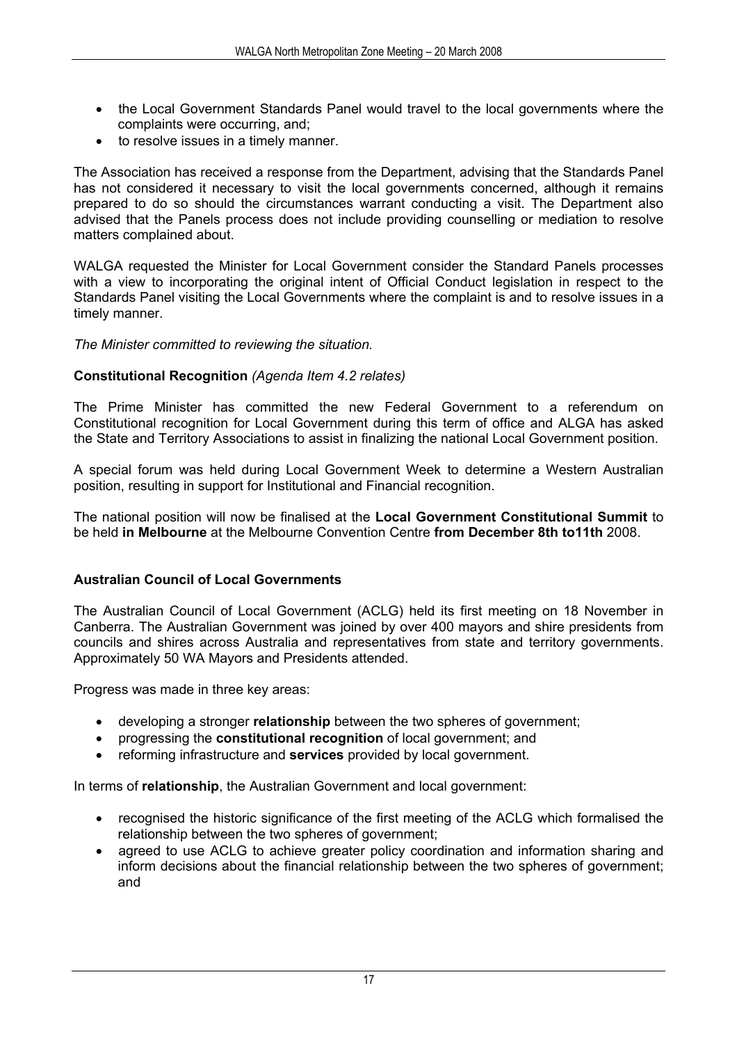- the Local Government Standards Panel would travel to the local governments where the complaints were occurring, and;
- to resolve issues in a timely manner.

The Association has received a response from the Department, advising that the Standards Panel has not considered it necessary to visit the local governments concerned, although it remains prepared to do so should the circumstances warrant conducting a visit. The Department also advised that the Panels process does not include providing counselling or mediation to resolve matters complained about.

WALGA requested the Minister for Local Government consider the Standard Panels processes with a view to incorporating the original intent of Official Conduct legislation in respect to the Standards Panel visiting the Local Governments where the complaint is and to resolve issues in a timely manner.

*The Minister committed to reviewing the situation.*

**Constitutional Recognition** *(Agenda Item 4.2 relates)*

The Prime Minister has committed the new Federal Government to a referendum on Constitutional recognition for Local Government during this term of office and ALGA has asked the State and Territory Associations to assist in finalizing the national Local Government position.

A special forum was held during Local Government Week to determine a Western Australian position, resulting in support for Institutional and Financial recognition.

The national position will now be finalised at the **Local Government Constitutional Summit** to be held **in Melbourne** at the Melbourne Convention Centre **from December 8th to11th** 2008.

**Australian Council of Local Governments**

The Australian Council of Local Government (ACLG) held its first meeting on 18 November in Canberra. The Australian Government was joined by over 400 mayors and shire presidents from councils and shires across Australia and representatives from state and territory governments. Approximately 50 WA Mayors and Presidents attended.

Progress was made in three key areas:

- developing a stronger **relationship** between the two spheres of government;
- progressing the **constitutional recognition** of local government; and
- reforming infrastructure and **services** provided by local government.

In terms of **relationship**, the Australian Government and local government:

- recognised the historic significance of the first meeting of the ACLG which formalised the relationship between the two spheres of government;
- agreed to use ACLG to achieve greater policy coordination and information sharing and inform decisions about the financial relationship between the two spheres of government; and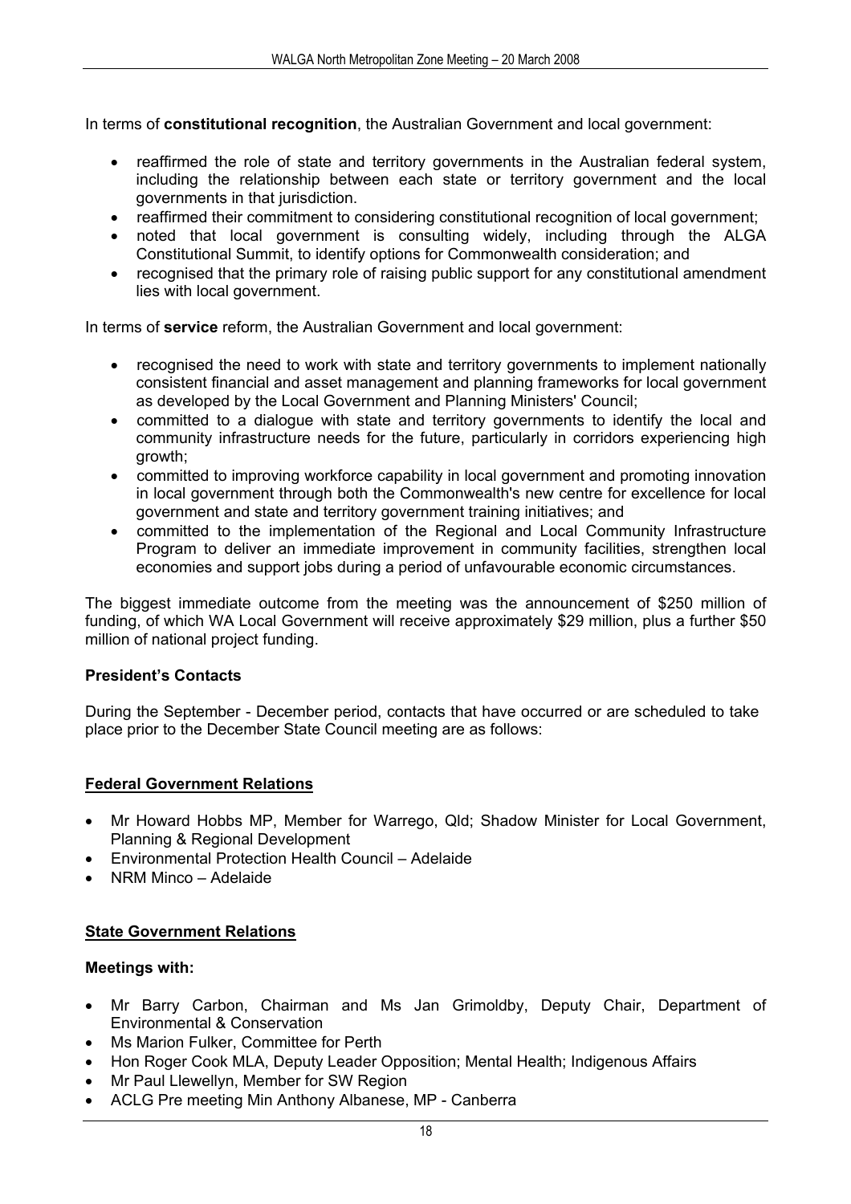In terms of **constitutional recognition**, the Australian Government and local government:

- reaffirmed the role of state and territory governments in the Australian federal system, including the relationship between each state or territory government and the local governments in that jurisdiction.
- reaffirmed their commitment to considering constitutional recognition of local government;
- noted that local government is consulting widely, including through the ALGA Constitutional Summit, to identify options for Commonwealth consideration; and
- recognised that the primary role of raising public support for any constitutional amendment lies with local government.

In terms of **service** reform, the Australian Government and local government:

- recognised the need to work with state and territory governments to implement nationally consistent financial and asset management and planning frameworks for local government as developed by the Local Government and Planning Ministers' Council;
- committed to a dialogue with state and territory governments to identify the local and community infrastructure needs for the future, particularly in corridors experiencing high growth;
- committed to improving workforce capability in local government and promoting innovation in local government through both the Commonwealth's new centre for excellence for local government and state and territory government training initiatives; and
- committed to the implementation of the Regional and Local Community Infrastructure Program to deliver an immediate improvement in community facilities, strengthen local economies and support jobs during a period of unfavourable economic circumstances.

The biggest immediate outcome from the meeting was the announcement of $250 million of funding, of which WA Local Government will receive approximately $29 million, plus a further $50 million of national project funding.

**President's Contacts**

During the September - December period, contacts that have occurred or are scheduled to take place prior to the December State Council meeting are as follows:

**Federal Government Relations**

- Mr Howard Hobbs MP, Member for Warrego, Qld; Shadow Minister for Local Government, Planning & Regional Development
- Environmental Protection Health Council – Adelaide
- NRM Minco – Adelaide

**State Government Relations**

**Meetings with:**

- Mr Barry Carbon, Chairman and Ms Jan Grimoldby, Deputy Chair, Department of Environmental & Conservation
- Ms Marion Fulker, Committee for Perth
- Hon Roger Cook MLA, Deputy Leader Opposition; Mental Health; Indigenous Affairs
- Mr Paul Llewellyn, Member for SW Region
- ACLG Pre meeting Min Anthony Albanese, MP - Canberra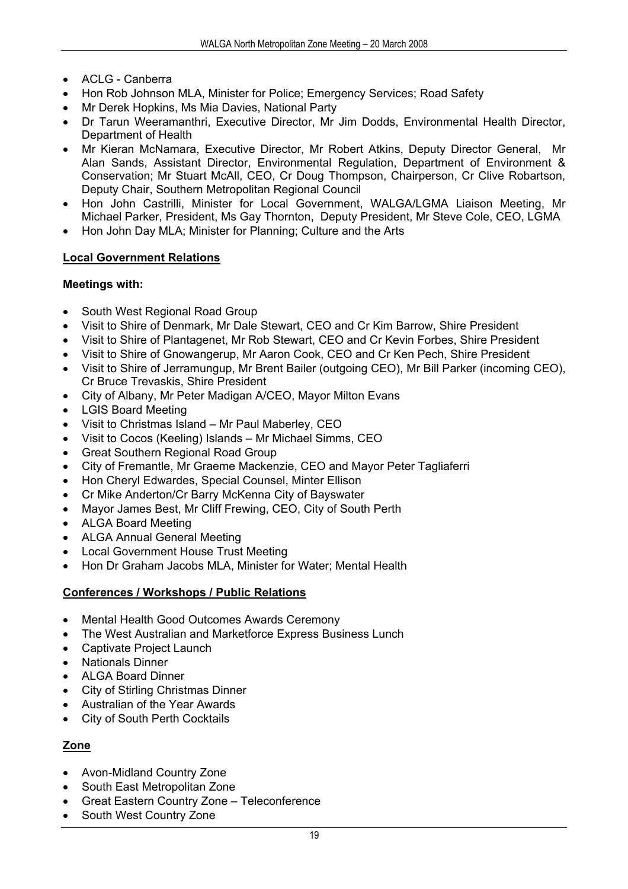- ACLG - Canberra
- Hon Rob Johnson MLA, Minister for Police; Emergency Services; Road Safety
- Mr Derek Hopkins, Ms Mia Davies, National Party
- Dr Tarun Weeramanthri, Executive Director, Mr Jim Dodds, Environmental Health Director, Department of Health
- Mr Kieran McNamara, Executive Director, Mr Robert Atkins, Deputy Director General, Mr Alan Sands, Assistant Director, Environmental Regulation, Department of Environment & Conservation; Mr Stuart McAll, CEO, Cr Doug Thompson, Chairperson, Cr Clive Robartson, Deputy Chair, Southern Metropolitan Regional Council
- Hon John Castrilli, Minister for Local Government, WALGA/LGMA Liaison Meeting, Mr Michael Parker, President, Ms Gay Thornton, Deputy President, Mr Steve Cole, CEO, LGMA
- Hon John Day MLA; Minister for Planning; Culture and the Arts

**Local Government Relations**

**Meetings with:**

- South West Regional Road Group
- Visit to Shire of Denmark, Mr Dale Stewart, CEO and Cr Kim Barrow, Shire President
- Visit to Shire of Plantagenet, Mr Rob Stewart, CEO and Cr Kevin Forbes, Shire President
- Visit to Shire of Gnowangerup, Mr Aaron Cook, CEO and Cr Ken Pech, Shire President
- Visit to Shire of Jerramungup, Mr Brent Bailer (outgoing CEO), Mr Bill Parker (incoming CEO), Cr Bruce Trevaskis, Shire President
- City of Albany, Mr Peter Madigan A/CEO, Mayor Milton Evans
- LGIS Board Meeting
- Visit to Christmas Island – Mr Paul Maberley, CEO
- Visit to Cocos (Keeling) Islands – Mr Michael Simms, CEO
- Great Southern Regional Road Group
- City of Fremantle, Mr Graeme Mackenzie, CEO and Mayor Peter Tagliaferri
- Hon Cheryl Edwardes, Special Counsel, Minter Ellison
- Cr Mike Anderton/Cr Barry McKenna City of Bayswater
- Mayor James Best, Mr Cliff Frewing, CEO, City of South Perth
- ALGA Board Meeting
- ALGA Annual General Meeting
- Local Government House Trust Meeting
- Hon Dr Graham Jacobs MLA, Minister for Water; Mental Health

**Conferences / Workshops / Public Relations**

- Mental Health Good Outcomes Awards Ceremony
- The West Australian and Marketforce Express Business Lunch
- Captivate Project Launch
- Nationals Dinner
- ALGA Board Dinner
- City of Stirling Christmas Dinner
- Australian of the Year Awards
- City of South Perth Cocktails

**Zone**

- Avon-Midland Country Zone
- South East Metropolitan Zone
- Great Eastern Country Zone – Teleconference
- South West Country Zone